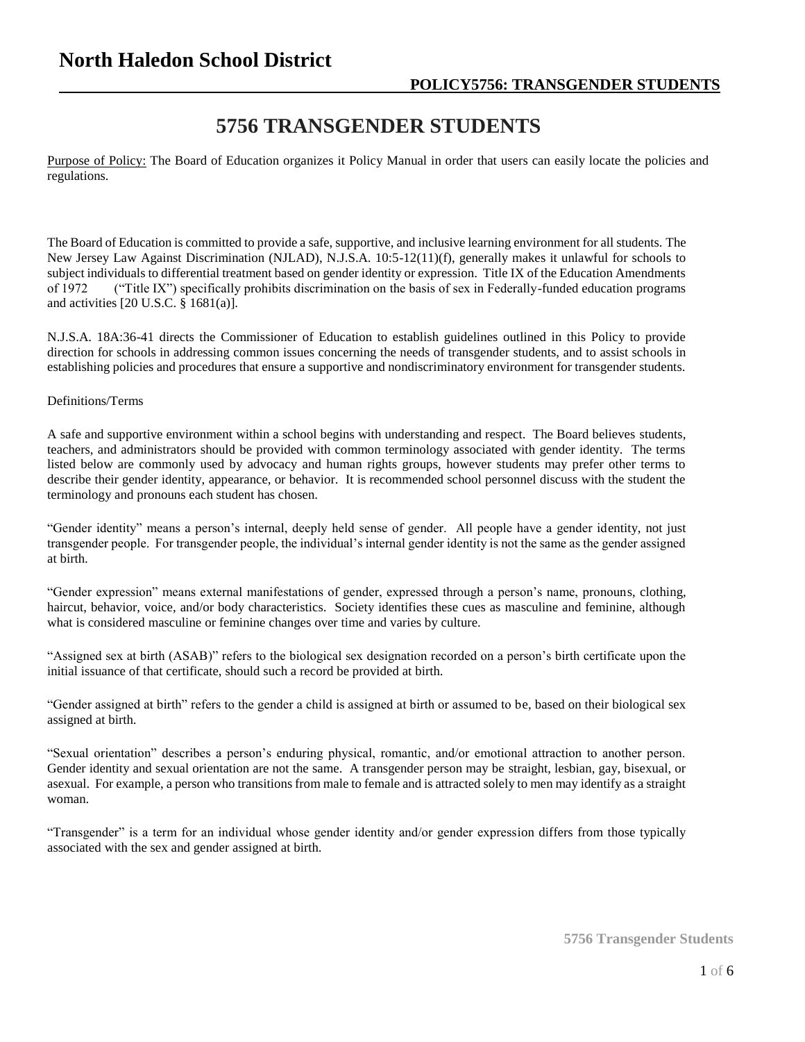# North Haledon School District

## 5756 TRANSGENDER STUDENTS

Purpose of Policy: The Board of Education organizes it Policy Manual in order that users can easily locate the policies and regulations.

The Board of Education is committed to provide a safe, supportive, and inclusive learning environment for all students. The New Jersey Law Against Discrimination (NJLAD), N.J.S.A. 10:5-12(11)(f), generally makes it unlawful for schools to subject individuals to differential treatment based on gender identity or expression. Title IX of the Education Amendments of 1972 ("Title IX") specifically prohibits discrimination on the basis of sex in Federally-funded education programs and activities [20 U.S.C. § 1681(a)].

N.J.S.A. 18A:36-41 directs the Commissioner of Education to establish guidelines outlined in this Policy to provide direction for schools in addressing common issues concerning the needs of transgender students, and to assist schools in establishing policies and procedures that ensure a supportive and nondiscriminatory environment for transgender students.

Definitions/Terms

A safe and supportive environment within a school begins with understanding and respect. The Board believes students, teachers, and administrators should be provided with common terminology associated with gender identity. The terms listed below are commonly used by advocacy and human rights groups, however students may prefer other terms to describe their gender identity, appearance, or behavior. It is recommended school personnel discuss with the student the terminology and pronouns each student has chosen.

"Gender identity" means a person's internal, deeply held sense of gender. All people have a gender identity, not just transgender people. For transgender people, the individual's internal gender identity is not the same as the gender assigned at birth.

"Gender expression" means external manifestations of gender, expressed through a person's name, pronouns, clothing, haircut, behavior, voice, and/or body characteristics. Society identifies these cues as masculine and feminine, although what is considered masculine or feminine changes over time and varies by culture.

"Assigned sex at birth (ASAB)" refers to the biological sex designation recorded on a person's birth certificate upon the initial issuance of that certificate, should such a record be provided at birth.

"Gender assigned at birth" refers to the gender a child is assigned at birth or assumed to be, based on their biological sex assigned at birth.

"Sexual orientation" describes a person's enduring physical, romantic, and/or emotional attraction to another person. Gender identity and sexual orientation are not the same. A transgender person may be straight, lesbian, gay, bisexual, or asexual. For example, a person who transitions from male to female and is attracted solely to men may identify as a straight woman.

"Transgender" is a term for an individual whose gender identity and/or gender expression differs from those typically associated with the sex and gender assigned at birth.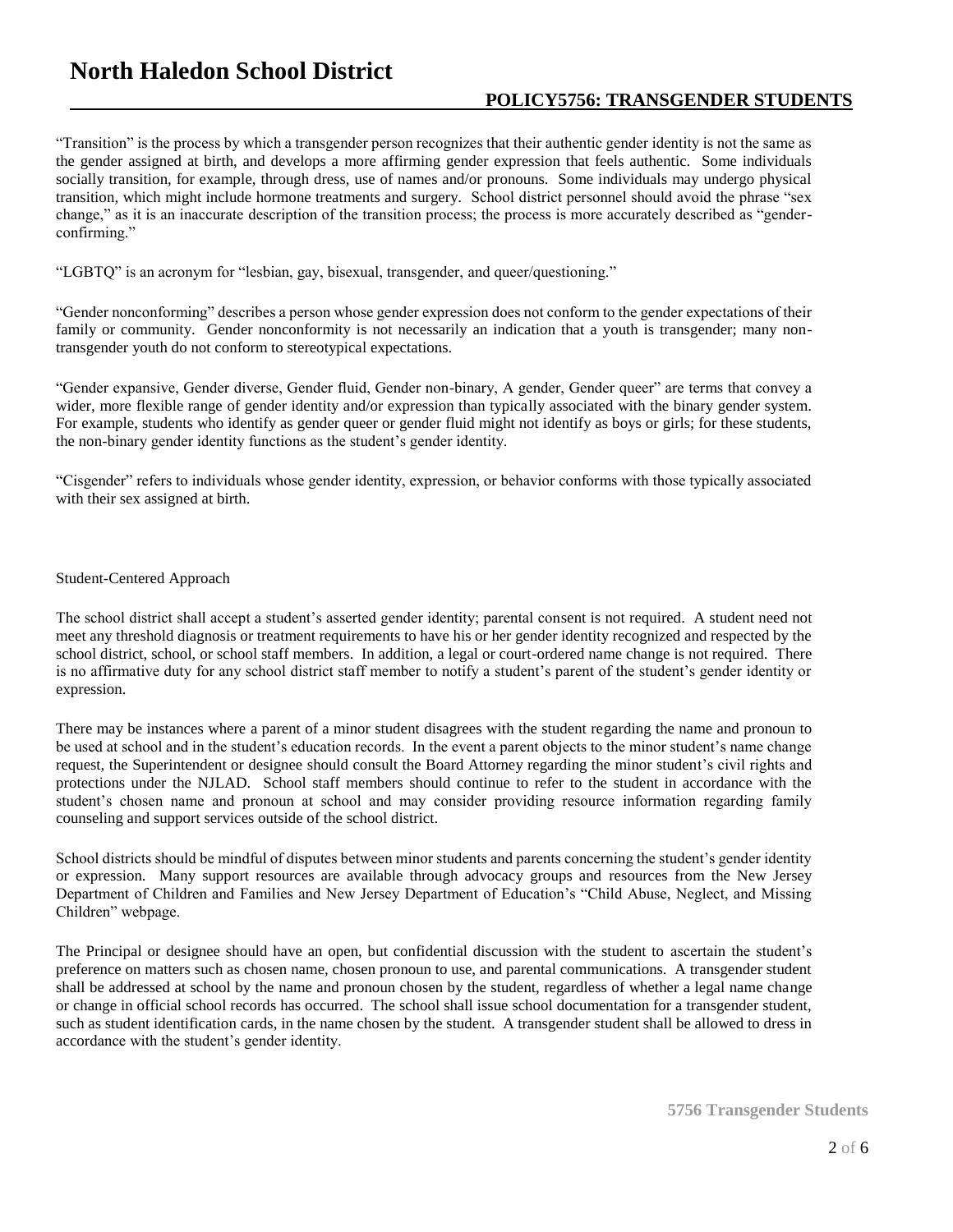"Transition" is the process by which a transgender person recognizes that their authentic gender identity is not the same as the gender assigned at birth, and develops a more affirming gender expression that feels authentic. Some individuals socially transition, for example, through dress, use of names and/or pronouns. Some individuals may undergo physical transition, which might include hormone treatments and surgery. School district personnel should avoid the phrase "sex change," as it is an inaccurate description of the transition process; the process is more accurately described as "gender-confirming."

"LGBTQ" is an acronym for "lesbian, gay, bisexual, transgender, and queer/questioning."

"Gender nonconforming" describes a person whose gender expression does not conform to the gender expectations of their family or community. Gender nonconformity is not necessarily an indication that a youth is transgender; many non-transgender youth do not conform to stereotypical expectations.

"Gender expansive, Gender diverse, Gender fluid, Gender non-binary, A gender, Gender queer" are terms that convey a wider, more flexible range of gender identity and/or expression than typically associated with the binary gender system. For example, students who identify as gender queer or gender fluid might not identify as boys or girls; for these students, the non-binary gender identity functions as the student's gender identity.

"Cisgender" refers to individuals whose gender identity, expression, or behavior conforms with those typically associated with their sex assigned at birth.

Student-Centered Approach

The school district shall accept a student's asserted gender identity; parental consent is not required. A student need not meet any threshold diagnosis or treatment requirements to have his or her gender identity recognized and respected by the school district, school, or school staff members. In addition, a legal or court-ordered name change is not required. There is no affirmative duty for any school district staff member to notify a student's parent of the student's gender identity or expression.

There may be instances where a parent of a minor student disagrees with the student regarding the name and pronoun to be used at school and in the student's education records. In the event a parent objects to the minor student's name change request, the Superintendent or designee should consult the Board Attorney regarding the minor student's civil rights and protections under the NJLAD. School staff members should continue to refer to the student in accordance with the student's chosen name and pronoun at school and may consider providing resource information regarding family counseling and support services outside of the school district.

School districts should be mindful of disputes between minor students and parents concerning the student's gender identity or expression. Many support resources are available through advocacy groups and resources from the New Jersey Department of Children and Families and New Jersey Department of Education's "Child Abuse, Neglect, and Missing Children" webpage.

The Principal or designee should have an open, but confidential discussion with the student to ascertain the student's preference on matters such as chosen name, chosen pronoun to use, and parental communications. A transgender student shall be addressed at school by the name and pronoun chosen by the student, regardless of whether a legal name change or change in official school records has occurred. The school shall issue school documentation for a transgender student, such as student identification cards, in the name chosen by the student. A transgender student shall be allowed to dress in accordance with the student's gender identity.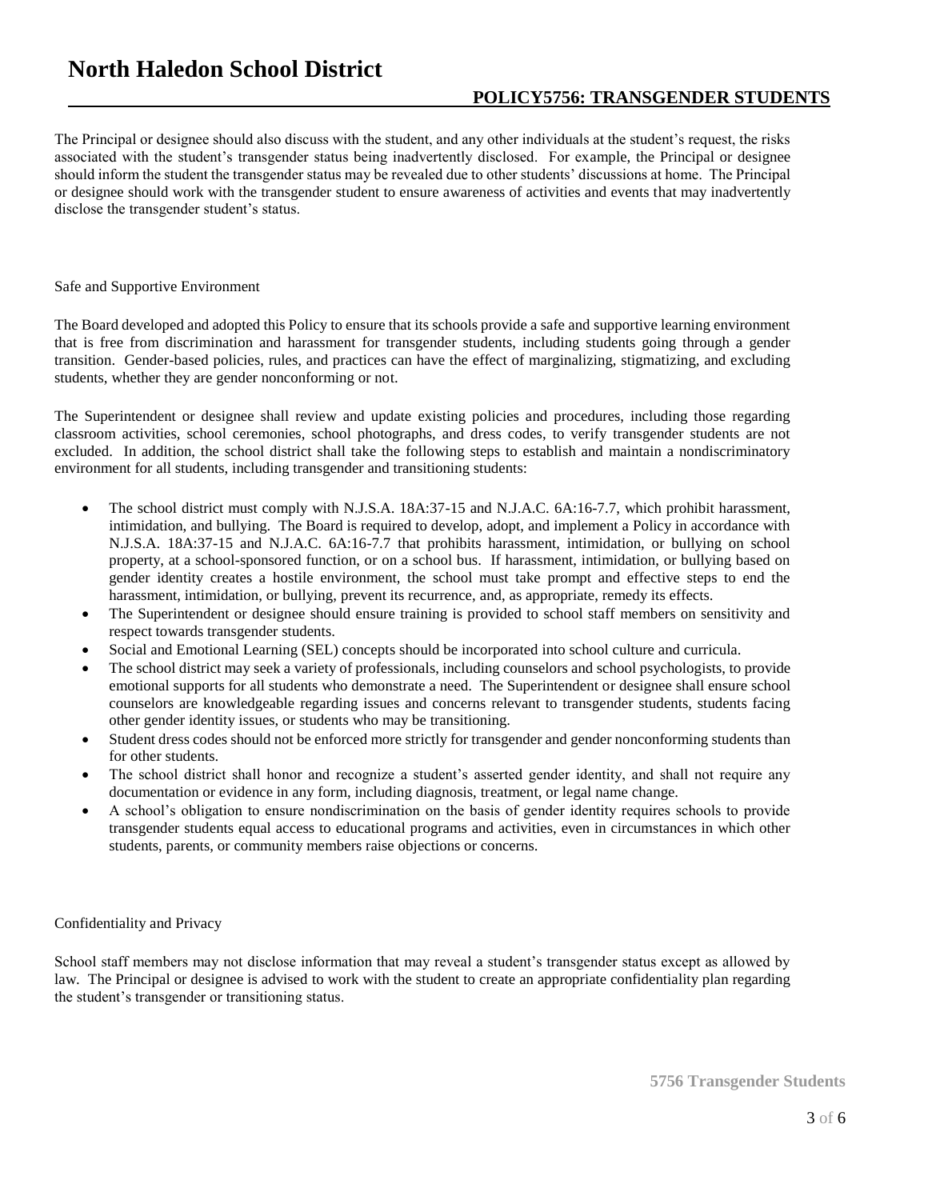The Principal or designee should also discuss with the student, and any other individuals at the student's request, the risks associated with the student's transgender status being inadvertently disclosed. For example, the Principal or designee should inform the student the transgender status may be revealed due to other students' discussions at home. The Principal or designee should work with the transgender student to ensure awareness of activities and events that may inadvertently disclose the transgender student's status.

## Safe and Supportive Environment

The Board developed and adopted this Policy to ensure that its schools provide a safe and supportive learning environment that is free from discrimination and harassment for transgender students, including students going through a gender transition. Gender-based policies, rules, and practices can have the effect of marginalizing, stigmatizing, and excluding students, whether they are gender nonconforming or not.

The Superintendent or designee shall review and update existing policies and procedures, including those regarding classroom activities, school ceremonies, school photographs, and dress codes, to verify transgender students are not excluded. In addition, the school district shall take the following steps to establish and maintain a nondiscriminatory environment for all students, including transgender and transitioning students:

- The school district must comply with N.J.S.A. 18A:37-15 and N.J.A.C. 6A:16-7.7, which prohibit harassment, intimidation, and bullying. The Board is required to develop, adopt, and implement a Policy in accordance with N.J.S.A. 18A:37-15 and N.J.A.C. 6A:16-7.7 that prohibits harassment, intimidation, or bullying on school property, at a school-sponsored function, or on a school bus. If harassment, intimidation, or bullying based on gender identity creates a hostile environment, the school must take prompt and effective steps to end the harassment, intimidation, or bullying, prevent its recurrence, and, as appropriate, remedy its effects.
- The Superintendent or designee should ensure training is provided to school staff members on sensitivity and respect towards transgender students.
- Social and Emotional Learning (SEL) concepts should be incorporated into school culture and curricula.
- The school district may seek a variety of professionals, including counselors and school psychologists, to provide emotional supports for all students who demonstrate a need. The Superintendent or designee shall ensure school counselors are knowledgeable regarding issues and concerns relevant to transgender students, students facing other gender identity issues, or students who may be transitioning.
- Student dress codes should not be enforced more strictly for transgender and gender nonconforming students than for other students.
- The school district shall honor and recognize a student's asserted gender identity, and shall not require any documentation or evidence in any form, including diagnosis, treatment, or legal name change.
- A school's obligation to ensure nondiscrimination on the basis of gender identity requires schools to provide transgender students equal access to educational programs and activities, even in circumstances in which other students, parents, or community members raise objections or concerns.

## Confidentiality and Privacy

School staff members may not disclose information that may reveal a student's transgender status except as allowed by law. The Principal or designee is advised to work with the student to create an appropriate confidentiality plan regarding the student's transgender or transitioning status.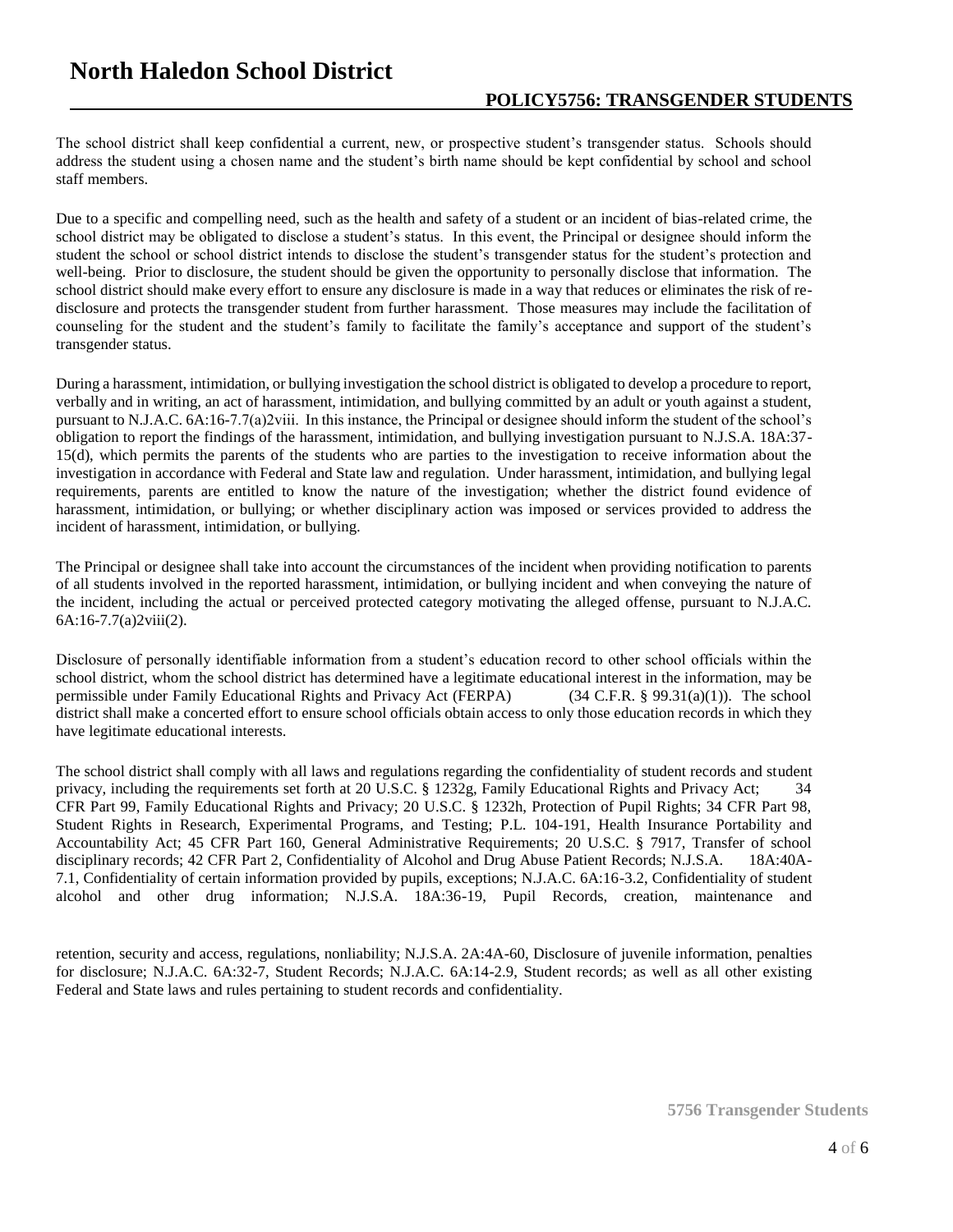The school district shall keep confidential a current, new, or prospective student's transgender status. Schools should address the student using a chosen name and the student's birth name should be kept confidential by school and school staff members.

Due to a specific and compelling need, such as the health and safety of a student or an incident of bias-related crime, the school district may be obligated to disclose a student's status. In this event, the Principal or designee should inform the student the school or school district intends to disclose the student's transgender status for the student's protection and well-being. Prior to disclosure, the student should be given the opportunity to personally disclose that information. The school district should make every effort to ensure any disclosure is made in a way that reduces or eliminates the risk of re-disclosure and protects the transgender student from further harassment. Those measures may include the facilitation of counseling for the student and the student's family to facilitate the family's acceptance and support of the student's transgender status.

During a harassment, intimidation, or bullying investigation the school district is obligated to develop a procedure to report, verbally and in writing, an act of harassment, intimidation, and bullying committed by an adult or youth against a student, pursuant to N.J.A.C. 6A:16-7.7(a)2viii. In this instance, the Principal or designee should inform the student of the school's obligation to report the findings of the harassment, intimidation, and bullying investigation pursuant to N.J.S.A. 18A:37-15(d), which permits the parents of the students who are parties to the investigation to receive information about the investigation in accordance with Federal and State law and regulation. Under harassment, intimidation, and bullying legal requirements, parents are entitled to know the nature of the investigation; whether the district found evidence of harassment, intimidation, or bullying; or whether disciplinary action was imposed or services provided to address the incident of harassment, intimidation, or bullying.

The Principal or designee shall take into account the circumstances of the incident when providing notification to parents of all students involved in the reported harassment, intimidation, or bullying incident and when conveying the nature of the incident, including the actual or perceived protected category motivating the alleged offense, pursuant to N.J.A.C. 6A:16-7.7(a)2viii(2).

Disclosure of personally identifiable information from a student's education record to other school officials within the school district, whom the school district has determined have a legitimate educational interest in the information, may be permissible under Family Educational Rights and Privacy Act (FERPA) (34 C.F.R. § 99.31(a)(1)). The school district shall make a concerted effort to ensure school officials obtain access to only those education records in which they have legitimate educational interests.

The school district shall comply with all laws and regulations regarding the confidentiality of student records and student privacy, including the requirements set forth at 20 U.S.C. § 1232g, Family Educational Rights and Privacy Act; 34 CFR Part 99, Family Educational Rights and Privacy; 20 U.S.C. § 1232h, Protection of Pupil Rights; 34 CFR Part 98, Student Rights in Research, Experimental Programs, and Testing; P.L. 104-191, Health Insurance Portability and Accountability Act; 45 CFR Part 160, General Administrative Requirements; 20 U.S.C. § 7917, Transfer of school disciplinary records; 42 CFR Part 2, Confidentiality of Alcohol and Drug Abuse Patient Records; N.J.S.A. 18A:40A-7.1, Confidentiality of certain information provided by pupils, exceptions; N.J.A.C. 6A:16-3.2, Confidentiality of student alcohol and other drug information; N.J.S.A. 18A:36-19, Pupil Records, creation, maintenance and retention, security and access, regulations, nonliability; N.J.S.A. 2A:4A-60, Disclosure of juvenile information, penalties for disclosure; N.J.A.C. 6A:32-7, Student Records; N.J.A.C. 6A:14-2.9, Student records; as well as all other existing Federal and State laws and rules pertaining to student records and confidentiality.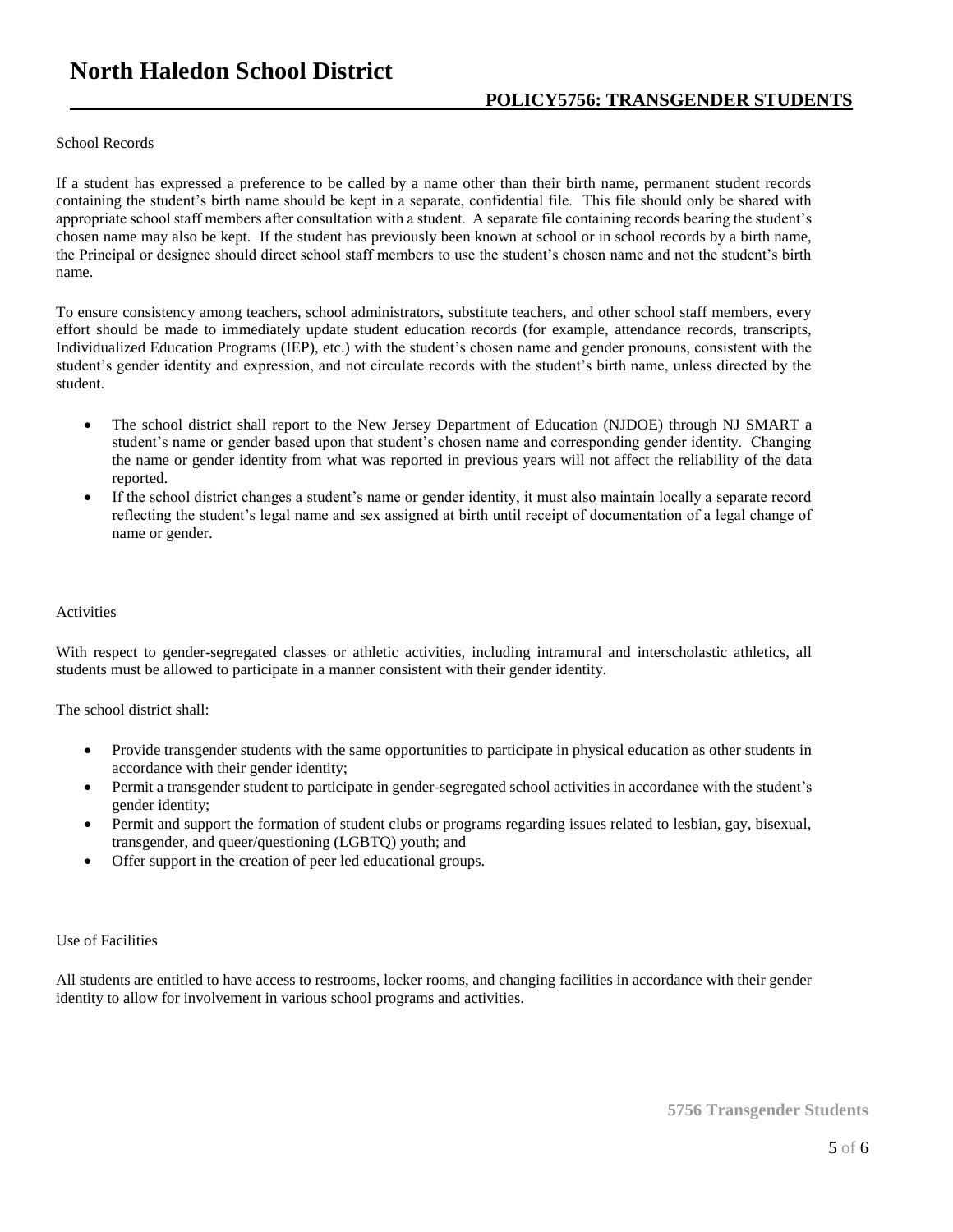School Records

If a student has expressed a preference to be called by a name other than their birth name, permanent student records containing the student's birth name should be kept in a separate, confidential file. This file should only be shared with appropriate school staff members after consultation with a student. A separate file containing records bearing the student's chosen name may also be kept. If the student has previously been known at school or in school records by a birth name, the Principal or designee should direct school staff members to use the student's chosen name and not the student's birth name.

To ensure consistency among teachers, school administrators, substitute teachers, and other school staff members, every effort should be made to immediately update student education records (for example, attendance records, transcripts, Individualized Education Programs (IEP), etc.) with the student's chosen name and gender pronouns, consistent with the student's gender identity and expression, and not circulate records with the student's birth name, unless directed by the student.

- The school district shall report to the New Jersey Department of Education (NJDOE) through NJ SMART a student's name or gender based upon that student's chosen name and corresponding gender identity. Changing the name or gender identity from what was reported in previous years will not affect the reliability of the data reported.
- If the school district changes a student's name or gender identity, it must also maintain locally a separate record reflecting the student's legal name and sex assigned at birth until receipt of documentation of a legal change of name or gender.

Activities

With respect to gender-segregated classes or athletic activities, including intramural and interscholastic athletics, all students must be allowed to participate in a manner consistent with their gender identity.

The school district shall:

- Provide transgender students with the same opportunities to participate in physical education as other students in accordance with their gender identity;
- Permit a transgender student to participate in gender-segregated school activities in accordance with the student's gender identity;
- Permit and support the formation of student clubs or programs regarding issues related to lesbian, gay, bisexual, transgender, and queer/questioning (LGBTQ) youth; and
- Offer support in the creation of peer led educational groups.

Use of Facilities

All students are entitled to have access to restrooms, locker rooms, and changing facilities in accordance with their gender identity to allow for involvement in various school programs and activities.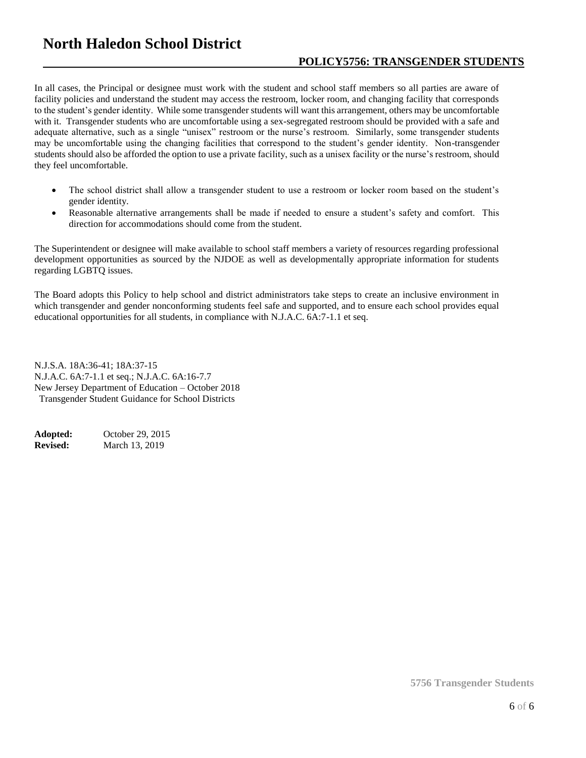In all cases, the Principal or designee must work with the student and school staff members so all parties are aware of facility policies and understand the student may access the restroom, locker room, and changing facility that corresponds to the student's gender identity. While some transgender students will want this arrangement, others may be uncomfortable with it. Transgender students who are uncomfortable using a sex-segregated restroom should be provided with a safe and adequate alternative, such as a single "unisex" restroom or the nurse's restroom. Similarly, some transgender students may be uncomfortable using the changing facilities that correspond to the student's gender identity. Non-transgender students should also be afforded the option to use a private facility, such as a unisex facility or the nurse's restroom, should they feel uncomfortable.

- The school district shall allow a transgender student to use a restroom or locker room based on the student's gender identity.
- Reasonable alternative arrangements shall be made if needed to ensure a student's safety and comfort. This direction for accommodations should come from the student.

The Superintendent or designee will make available to school staff members a variety of resources regarding professional development opportunities as sourced by the NJDOE as well as developmentally appropriate information for students regarding LGBTQ issues.

The Board adopts this Policy to help school and district administrators take steps to create an inclusive environment in which transgender and gender nonconforming students feel safe and supported, and to ensure each school provides equal educational opportunities for all students, in compliance with N.J.A.C. 6A:7-1.1 et seq.

N.J.S.A. 18A:36-41; 18A:37-15
N.J.A.C. 6A:7-1.1 et seq.; N.J.A.C. 6A:16-7.7
New Jersey Department of Education – October 2018
Transgender Student Guidance for School Districts

**Adopted:** October 29, 2015
**Revised:** March 13, 2019